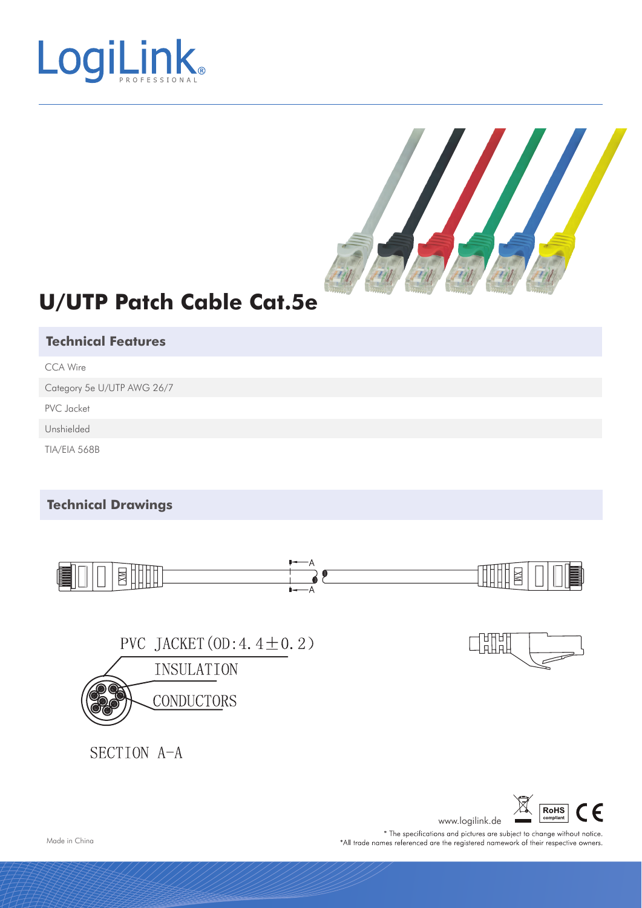LogiLink PROFESSIONAL

# U/UTP Patch Cable Cat.5e

## Technical Features

- CCA Wire
- Category 5e U/UTP AWG 26/7
- PVC Jacket
- Unshielded
- TIA/EIA 568B

## Technical Drawings

PVC JACKET (OD:4.4±0.2)

INSULATION

CONDUCTORS

SECTION A-A

www.logilink.de

\* The specifications and pictures are subject to change without notice.
\*All trade names referenced are the registered namework of their respective owners.

Made in China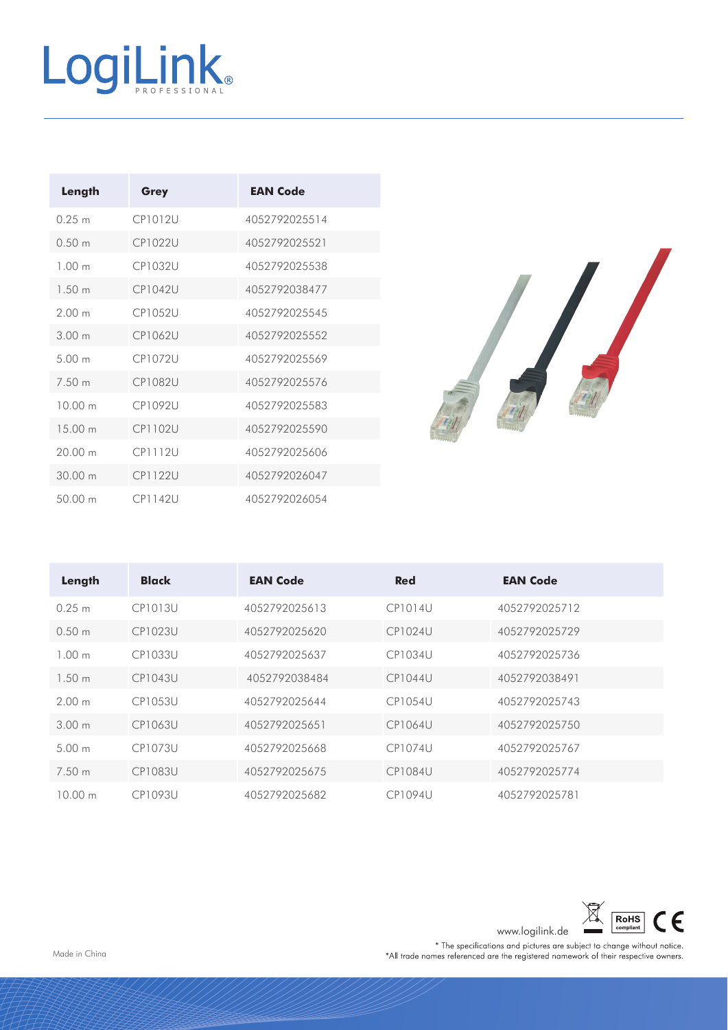| Length | Grey | EAN Code |
|---|---|---|
| 0.25 m | CP1012U | 4052792025514 |
| 0.50 m | CP1022U | 4052792025521 |
| 1.00 m | CP1032U | 4052792025538 |
| 1.50 m | CP1042U | 4052792038477 |
| 2.00 m | CP1052U | 4052792025545 |
| 3.00 m | CP1062U | 4052792025552 |
| 5.00 m | CP1072U | 4052792025569 |
| 7.50 m | CP1082U | 4052792025576 |
| 10.00 m | CP1092U | 4052792025583 |
| 15.00 m | CP1102U | 4052792025590 |
| 20.00 m | CP1112U | 4052792025606 |
| 30.00 m | CP1122U | 4052792026047 |
| 50.00 m | CP1142U | 4052792026054 |

| Length | Black | EAN Code | Red | EAN Code |
|---|---|---|---|---|
| 0.25 m | CP1013U | 4052792025613 | CP1014U | 4052792025712 |
| 0.50 m | CP1023U | 4052792025620 | CP1024U | 4052792025729 |
| 1.00 m | CP1033U | 4052792025637 | CP1034U | 4052792025736 |
| 1.50 m | CP1043U | 4052792038484 | CP1044U | 4052792038491 |
| 2.00 m | CP1053U | 4052792025644 | CP1054U | 4052792025743 |
| 3.00 m | CP1063U | 4052792025651 | CP1064U | 4052792025750 |
| 5.00 m | CP1073U | 4052792025668 | CP1074U | 4052792025767 |
| 7.50 m | CP1083U | 4052792025675 | CP1084U | 4052792025774 |
| 10.00 m | CP1093U | 4052792025682 | CP1094U | 4052792025781 |

www.logilink.de

RoHS compliant

Made in China

* The specifications and pictures are subject to change without notice.
*All trade names referenced are the registered namework of their respective owners.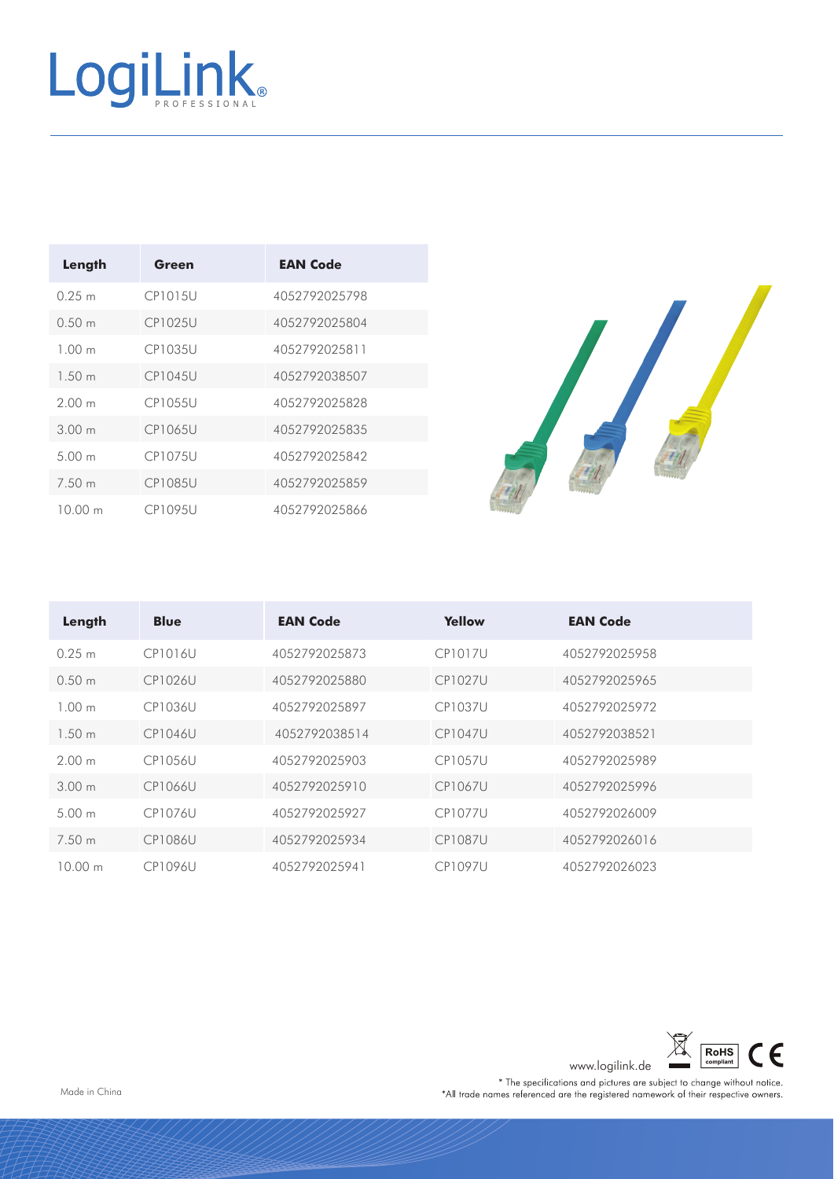| Length | Green | EAN Code |
|---|---|---|
| 0.25 m | CP1015U | 4052792025798 |
| 0.50 m | CP1025U | 4052792025804 |
| 1.00 m | CP1035U | 4052792025811 |
| 1.50 m | CP1045U | 4052792038507 |
| 2.00 m | CP1055U | 4052792025828 |
| 3.00 m | CP1065U | 4052792025835 |
| 5.00 m | CP1075U | 4052792025842 |
| 7.50 m | CP1085U | 4052792025859 |
| 10.00 m | CP1095U | 4052792025866 |

| Length | Blue | EAN Code | Yellow | EAN Code |
|---|---|---|---|---|
| 0.25 m | CP1016U | 4052792025873 | CP1017U | 4052792025958 |
| 0.50 m | CP1026U | 4052792025880 | CP1027U | 4052792025965 |
| 1.00 m | CP1036U | 4052792025897 | CP1037U | 4052792025972 |
| 1.50 m | CP1046U | 4052792038514 | CP1047U | 4052792038521 |
| 2.00 m | CP1056U | 4052792025903 | CP1057U | 4052792025989 |
| 3.00 m | CP1066U | 4052792025910 | CP1067U | 4052792025996 |
| 5.00 m | CP1076U | 4052792025927 | CP1077U | 4052792026009 |
| 7.50 m | CP1086U | 4052792025934 | CP1087U | 4052792026016 |
| 10.00 m | CP1096U | 4052792025941 | CP1097U | 4052792026023 |

www.logilink.de

Made in China

* The specifications and pictures are subject to change without notice.
*All trade names referenced are the registered namework of their respective owners.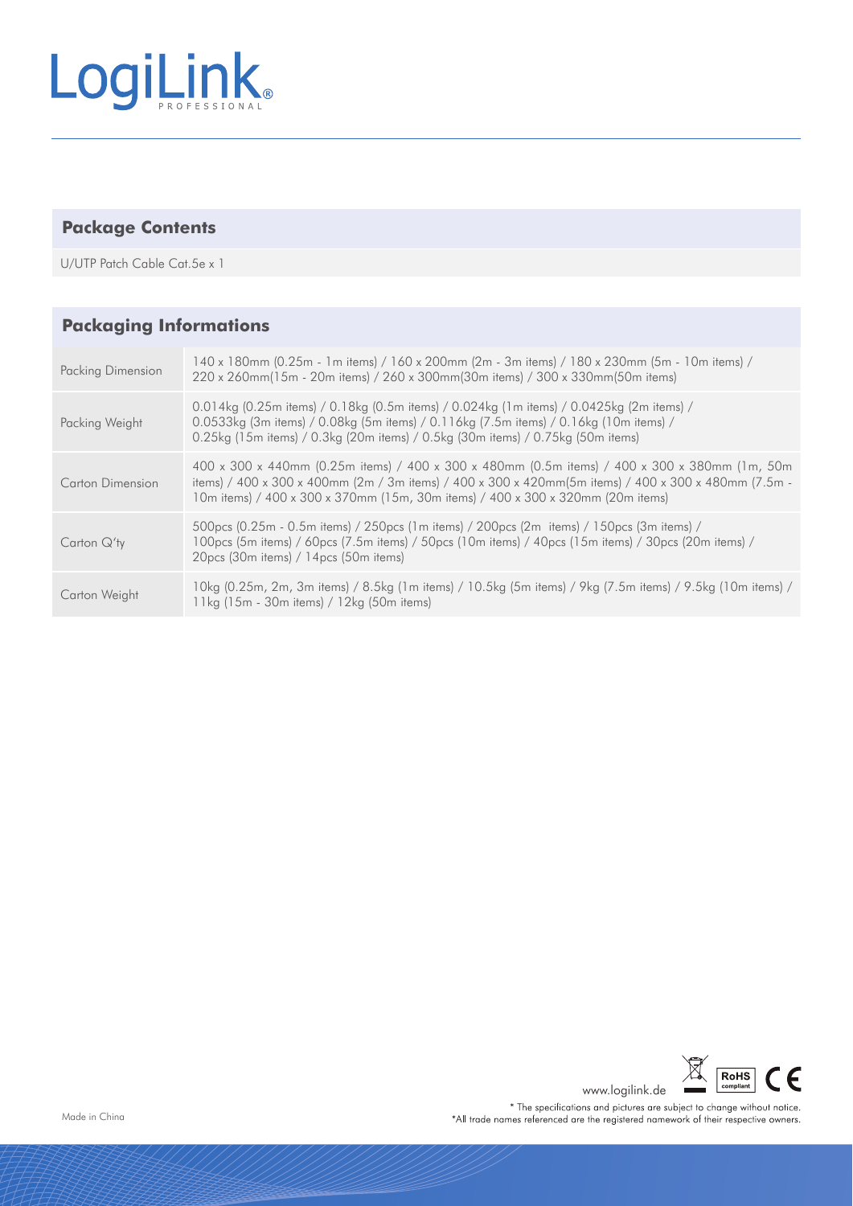## Package Contents

U/UTP Patch Cable Cat.5e x 1

## Packaging Informations

| | |
|---|---|
| Packing Dimension | 140 x 180mm (0.25m - 1m items) / 160 x 200mm (2m - 3m items) / 180 x 230mm (5m - 10m items) / 220 x 260mm(15m - 20m items) / 260 x 300mm(30m items) / 300 x 330mm(50m items) |
| Packing Weight | 0.014kg (0.25m items) / 0.18kg (0.5m items) / 0.024kg (1m items) / 0.0425kg (2m items) / 0.0533kg (3m items) / 0.08kg (5m items) / 0.116kg (7.5m items) / 0.16kg (10m items) / 0.25kg (15m items) / 0.3kg (20m items) / 0.5kg (30m items) / 0.75kg (50m items) |
| Carton Dimension | 400 x 300 x 440mm (0.25m items) / 400 x 300 x 480mm (0.5m items) / 400 x 300 x 380mm (1m, 50m items) / 400 x 300 x 400mm (2m / 3m items) / 400 x 300 x 420mm(5m items) / 400 x 300 x 480mm (7.5m - 10m items) / 400 x 300 x 370mm (15m, 30m items) / 400 x 300 x 320mm (20m items) |
| Carton Q'ty | 500pcs (0.25m - 0.5m items) / 250pcs (1m items) / 200pcs (2m items) / 150pcs (3m items) / 100pcs (5m items) / 60pcs (7.5m items) / 50pcs (10m items) / 40pcs (15m items) / 30pcs (20m items) / 20pcs (30m items) / 14pcs (50m items) |
| Carton Weight | 10kg (0.25m, 2m, 3m items) / 8.5kg (1m items) / 10.5kg (5m items) / 9kg (7.5m items) / 9.5kg (10m items) / 11kg (15m - 30m items) / 12kg (50m items) |

www.logilink.de

Made in China

* The specifications and pictures are subject to change without notice.
*All trade names referenced are the registered namework of their respective owners.